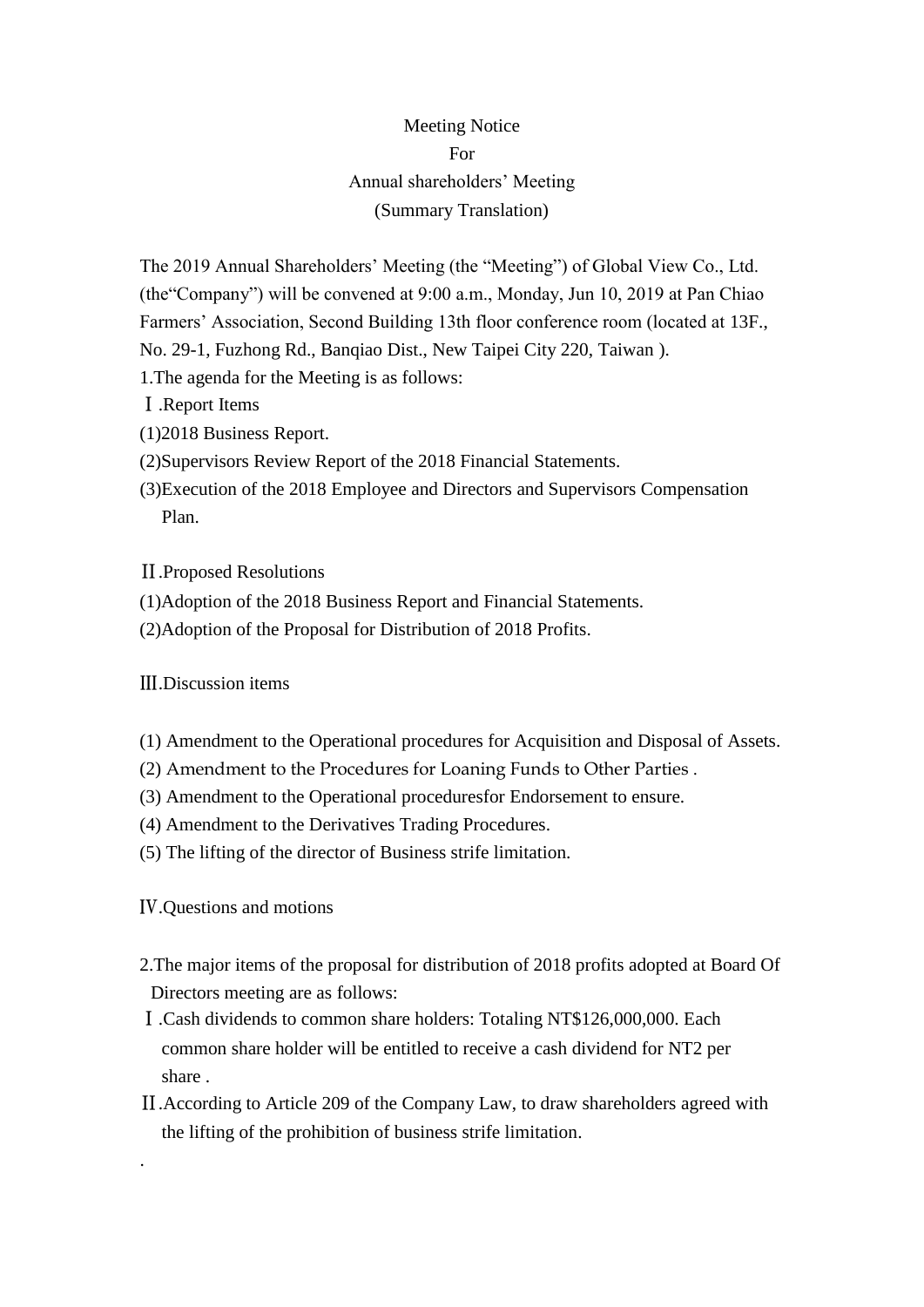# Meeting Notice
# For
# Annual shareholders' Meeting
# (Summary Translation)

The 2019 Annual Shareholders' Meeting (the "Meeting") of Global View Co., Ltd. (the"Company") will be convened at 9:00 a.m., Monday, Jun 10, 2019 at Pan Chiao Farmers' Association, Second Building 13th floor conference room (located at 13F., No. 29-1, Fuzhong Rd., Banqiao Dist., New Taipei City 220, Taiwan ).

1.The agenda for the Meeting is as follows:

Ⅰ.Report Items

(1)2018 Business Report.

(2)Supervisors Review Report of the 2018 Financial Statements.

(3)Execution of the 2018 Employee and Directors and Supervisors Compensation Plan.

Ⅱ.Proposed Resolutions

(1)Adoption of the 2018 Business Report and Financial Statements.

(2)Adoption of the Proposal for Distribution of 2018 Profits.

Ⅲ.Discussion items

(1) Amendment to the Operational procedures for Acquisition and Disposal of Assets.

(2) Amendment to the Procedures for Loaning Funds to Other Parties .

(3) Amendment to the Operational proceduresfor Endorsement to ensure.

(4) Amendment to the Derivatives Trading Procedures.

(5) The lifting of the director of Business strife limitation.

Ⅳ.Questions and motions

2.The major items of the proposal for distribution of 2018 profits adopted at Board Of Directors meeting are as follows:

Ⅰ.Cash dividends to common share holders: Totaling NT$126,000,000. Each common share holder will be entitled to receive a cash dividend for NT2 per share .

Ⅱ.According to Article 209 of the Company Law, to draw shareholders agreed with the lifting of the prohibition of business strife limitation.

.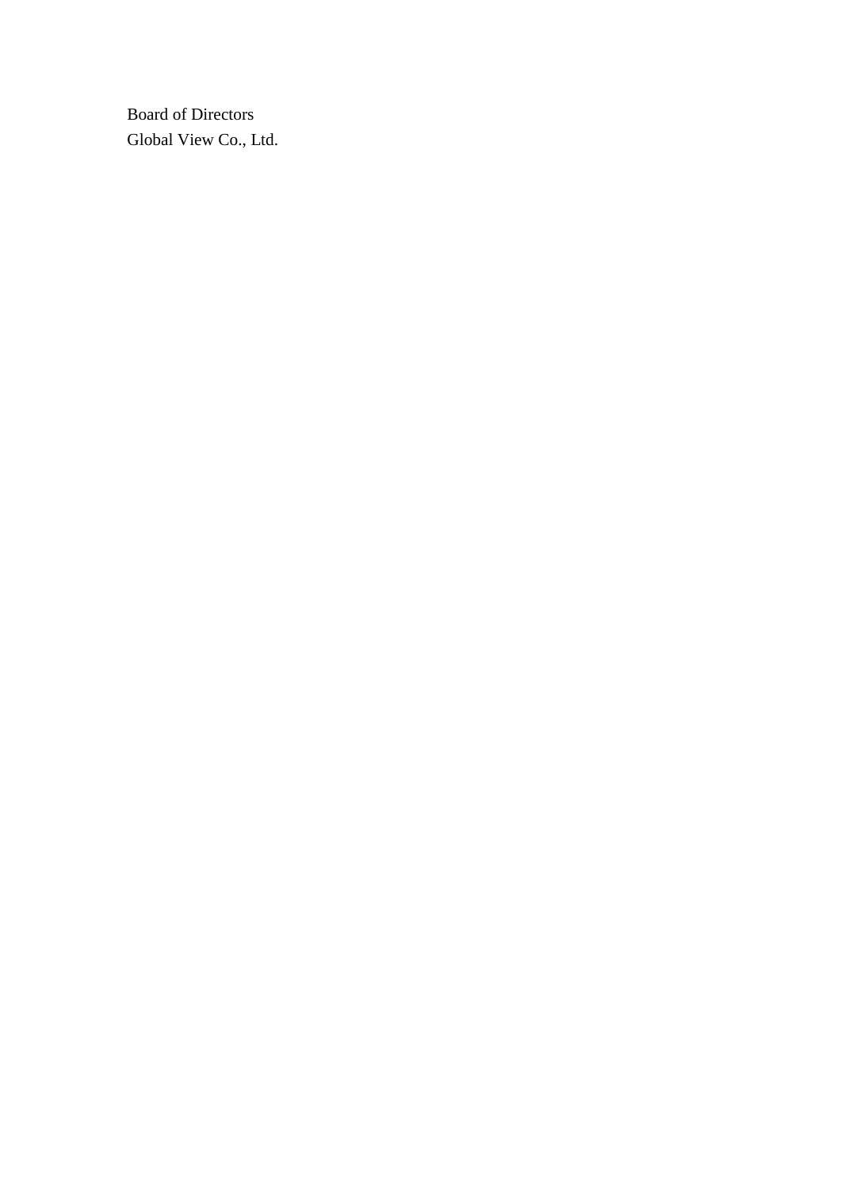Board of Directors
Global View Co., Ltd.